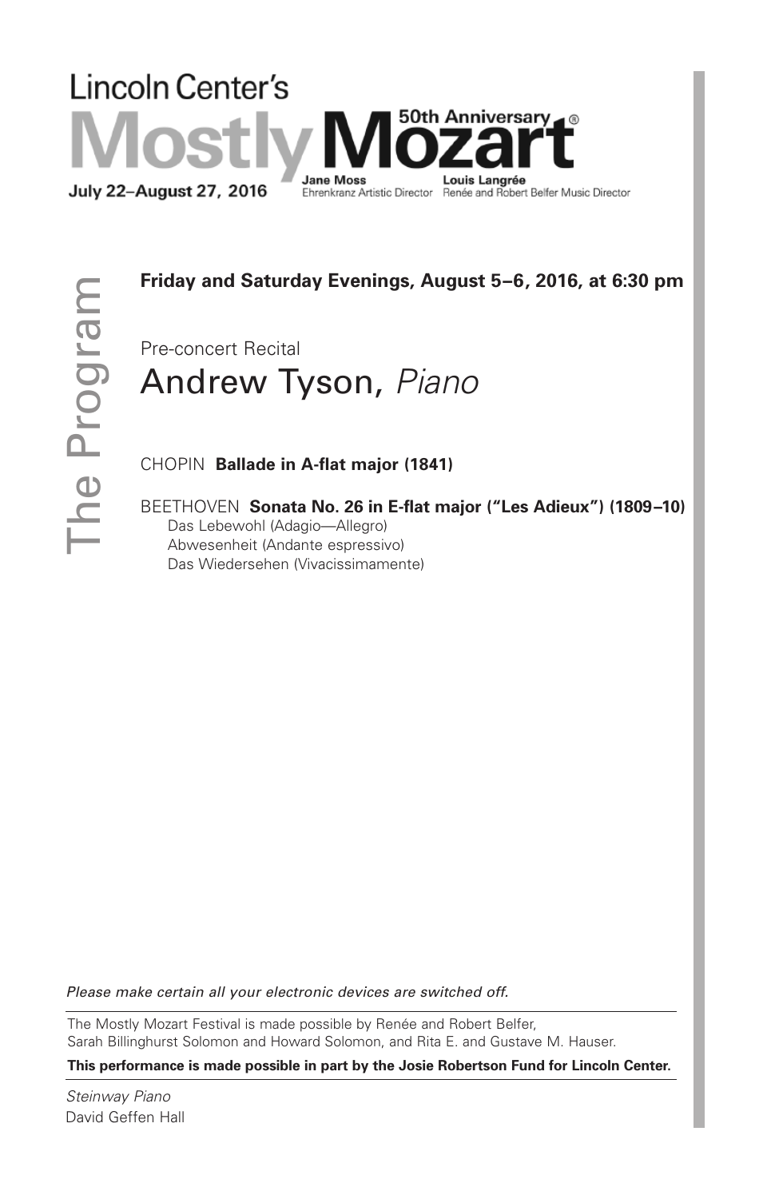Lincoln Center's

# Mostly Mozart

50th Anniversary®

July 22–August 27, 2016

**Jane Moss**
Ehrenkranz Artistic Director

**Louis Langrée**
Renée and Robert Belfer Music Director

The Program

**Friday and Saturday Evenings, August 5–6, 2016, at 6:30 pm**

Pre-concert Recital

## Andrew Tyson, *Piano*

CHOPIN **Ballade in A-flat major (1841)**

BEETHOVEN **Sonata No. 26 in E-flat major ("Les Adieux") (1809–10)**

- Das Lebewohl (Adagio—Allegro)
- Abwesenheit (Andante espressivo)
- Das Wiedersehen (Vivacissimamente)

*Please make certain all your electronic devices are switched off.*

The Mostly Mozart Festival is made possible by Renée and Robert Belfer, Sarah Billinghurst Solomon and Howard Solomon, and Rita E. and Gustave M. Hauser.

**This performance is made possible in part by the Josie Robertson Fund for Lincoln Center.**

*Steinway Piano*
David Geffen Hall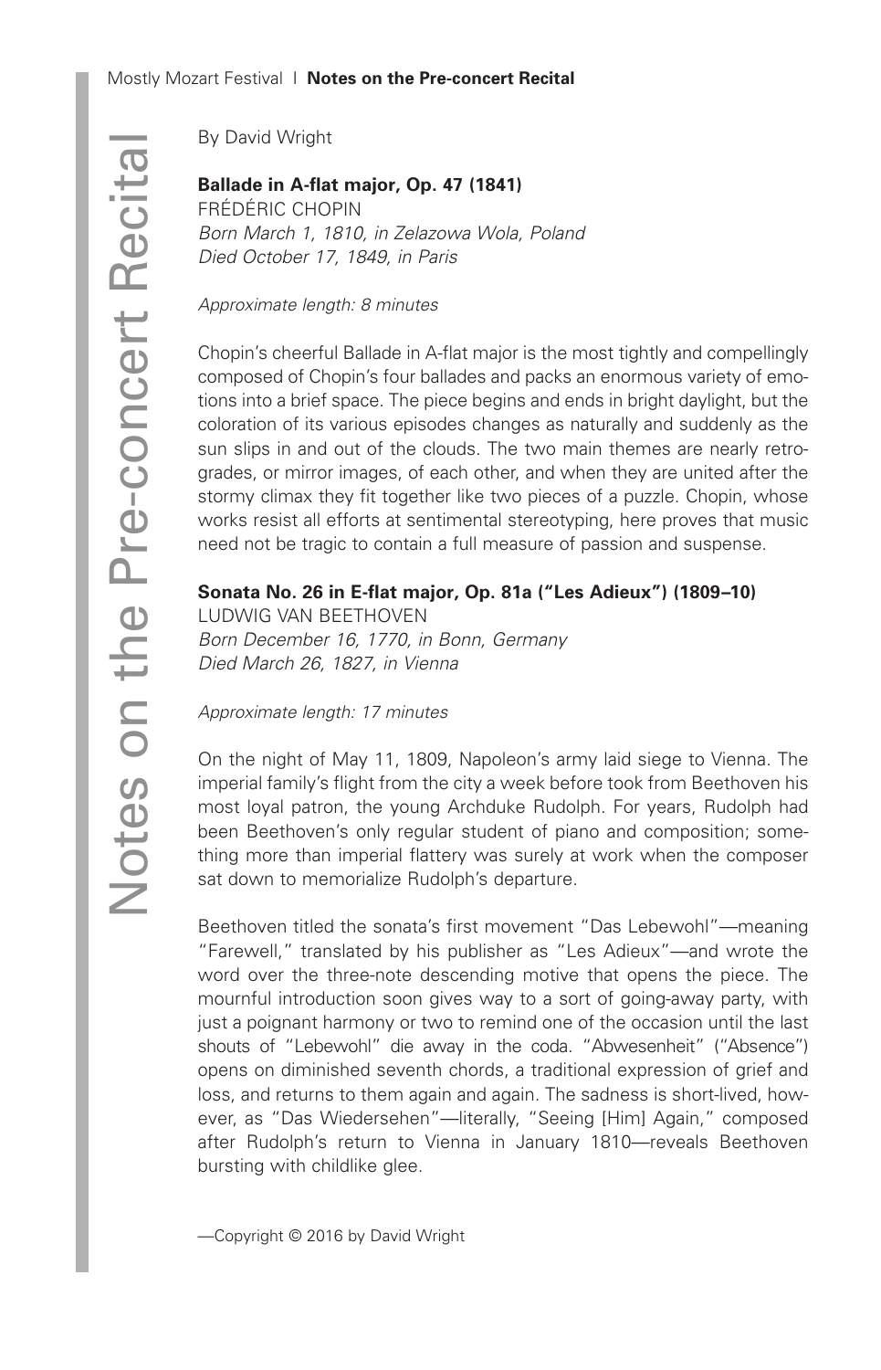By David Wright

**Ballade in A-flat major, Op. 47 (1841)**
FRÉDÉRIC CHOPIN
*Born March 1, 1810, in Zelazowa Wola, Poland*
*Died October 17, 1849, in Paris*

*Approximate length: 8 minutes*

Chopin's cheerful Ballade in A-flat major is the most tightly and compellingly composed of Chopin's four ballades and packs an enormous variety of emotions into a brief space. The piece begins and ends in bright daylight, but the coloration of its various episodes changes as naturally and suddenly as the sun slips in and out of the clouds. The two main themes are nearly retrogrades, or mirror images, of each other, and when they are united after the stormy climax they fit together like two pieces of a puzzle. Chopin, whose works resist all efforts at sentimental stereotyping, here proves that music need not be tragic to contain a full measure of passion and suspense.

**Sonata No. 26 in E-flat major, Op. 81a ("Les Adieux") (1809–10)**
LUDWIG VAN BEETHOVEN
*Born December 16, 1770, in Bonn, Germany*
*Died March 26, 1827, in Vienna*

*Approximate length: 17 minutes*

On the night of May 11, 1809, Napoleon's army laid siege to Vienna. The imperial family's flight from the city a week before took from Beethoven his most loyal patron, the young Archduke Rudolph. For years, Rudolph had been Beethoven's only regular student of piano and composition; something more than imperial flattery was surely at work when the composer sat down to memorialize Rudolph's departure.

Beethoven titled the sonata's first movement "Das Lebewohl"—meaning "Farewell," translated by his publisher as "Les Adieux"—and wrote the word over the three-note descending motive that opens the piece. The mournful introduction soon gives way to a sort of going-away party, with just a poignant harmony or two to remind one of the occasion until the last shouts of "Lebewohl" die away in the coda. "Abwesenheit" ("Absence") opens on diminished seventh chords, a traditional expression of grief and loss, and returns to them again and again. The sadness is short-lived, however, as "Das Wiedersehen"—literally, "Seeing [Him] Again," composed after Rudolph's return to Vienna in January 1810—reveals Beethoven bursting with childlike glee.

—Copyright © 2016 by David Wright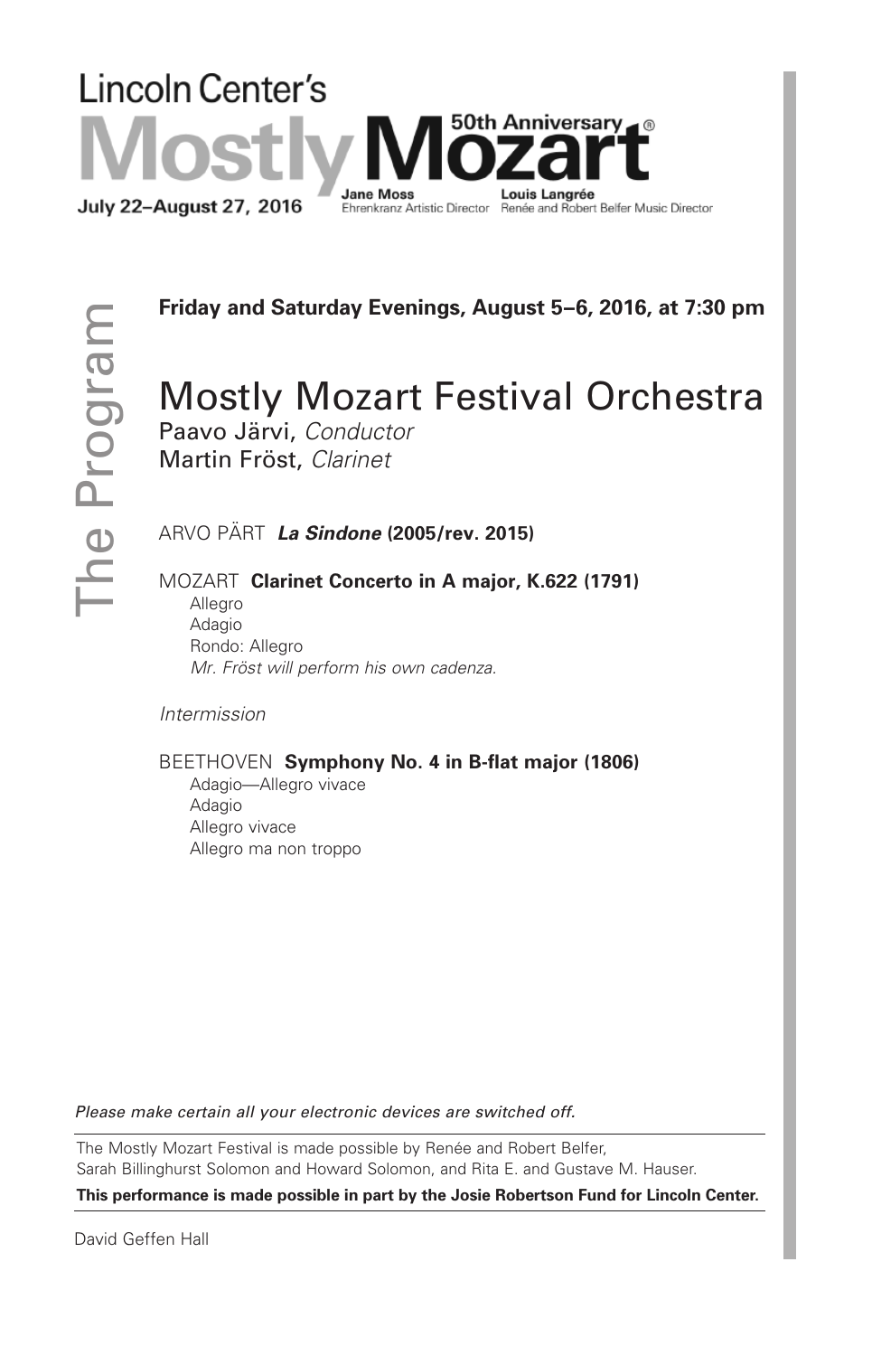Lincoln Center's

# Mostly Mozart 50th Anniversary®

July 22–August 27, 2016

**Jane Moss**
Ehrenkranz Artistic Director

**Louis Langrée**
Renée and Robert Belfer Music Director

The Program

**Friday and Saturday Evenings, August 5–6, 2016, at 7:30 pm**

## Mostly Mozart Festival Orchestra

Paavo Järvi, *Conductor*
Martin Fröst, *Clarinet*

ARVO PÄRT ***La Sindone*** **(2005/rev. 2015)**

MOZART **Clarinet Concerto in A major, K.622 (1791)**

- Allegro
- Adagio
- Rondo: Allegro

*Mr. Fröst will perform his own cadenza.*

*Intermission*

BEETHOVEN **Symphony No. 4 in B-flat major (1806)**

- Adagio—Allegro vivace
- Adagio
- Allegro vivace
- Allegro ma non troppo

*Please make certain all your electronic devices are switched off.*

The Mostly Mozart Festival is made possible by Renée and Robert Belfer, Sarah Billinghurst Solomon and Howard Solomon, and Rita E. and Gustave M. Hauser.

**This performance is made possible in part by the Josie Robertson Fund for Lincoln Center.**

David Geffen Hall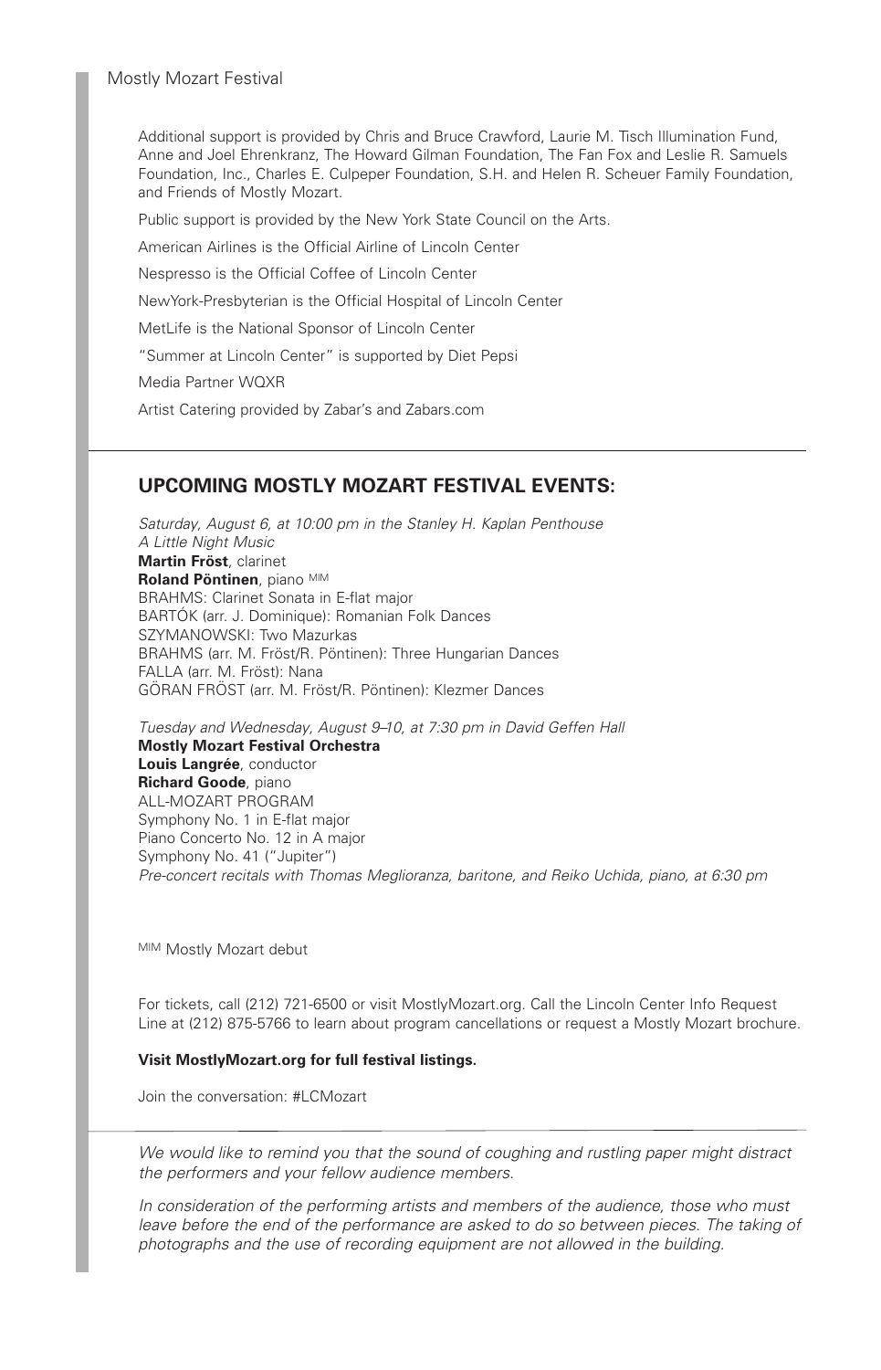Additional support is provided by Chris and Bruce Crawford, Laurie M. Tisch Illumination Fund, Anne and Joel Ehrenkranz, The Howard Gilman Foundation, The Fan Fox and Leslie R. Samuels Foundation, Inc., Charles E. Culpeper Foundation, S.H. and Helen R. Scheuer Family Foundation, and Friends of Mostly Mozart.

Public support is provided by the New York State Council on the Arts.

American Airlines is the Official Airline of Lincoln Center

Nespresso is the Official Coffee of Lincoln Center

NewYork-Presbyterian is the Official Hospital of Lincoln Center

MetLife is the National Sponsor of Lincoln Center

"Summer at Lincoln Center" is supported by Diet Pepsi

Media Partner WQXR

Artist Catering provided by Zabar's and Zabars.com

---

## UPCOMING MOSTLY MOZART FESTIVAL EVENTS:

*Saturday, August 6, at 10:00 pm in the Stanley H. Kaplan Penthouse*
*A Little Night Music*
**Martin Fröst**, clarinet
**Roland Pöntinen**, piano [MM]
BRAHMS: Clarinet Sonata in E-flat major
BARTÓK (arr. J. Dominique): Romanian Folk Dances
SZYMANOWSKI: Two Mazurkas
BRAHMS (arr. M. Fröst/R. Pöntinen): Three Hungarian Dances
FALLA (arr. M. Fröst): Nana
GÖRAN FRÖST (arr. M. Fröst/R. Pöntinen): Klezmer Dances

*Tuesday and Wednesday, August 9–10, at 7:30 pm in David Geffen Hall*
**Mostly Mozart Festival Orchestra**
**Louis Langrée**, conductor
**Richard Goode**, piano
ALL-MOZART PROGRAM
Symphony No. 1 in E-flat major
Piano Concerto No. 12 in A major
Symphony No. 41 ("Jupiter")
*Pre-concert recitals with Thomas Meglioranza, baritone, and Reiko Uchida, piano, at 6:30 pm*

[MM] Mostly Mozart debut

For tickets, call (212) 721-6500 or visit MostlyMozart.org. Call the Lincoln Center Info Request Line at (212) 875-5766 to learn about program cancellations or request a Mostly Mozart brochure.

**Visit MostlyMozart.org for full festival listings.**

Join the conversation: #LCMozart

---

*We would like to remind you that the sound of coughing and rustling paper might distract the performers and your fellow audience members.*

*In consideration of the performing artists and members of the audience, those who must leave before the end of the performance are asked to do so between pieces. The taking of photographs and the use of recording equipment are not allowed in the building.*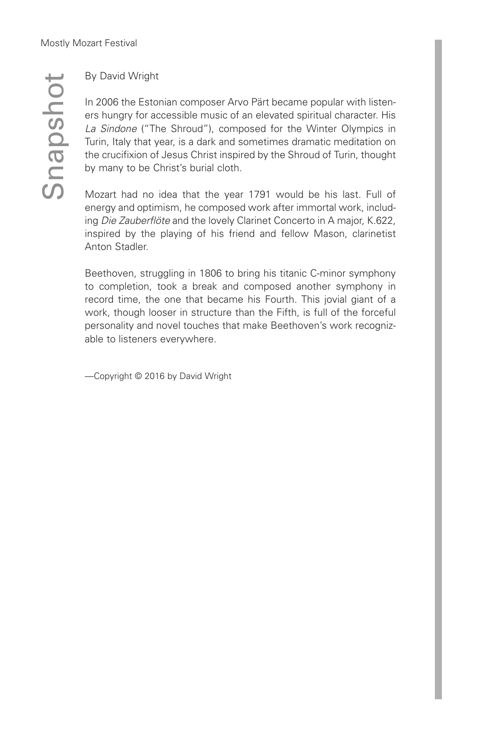# Snapshot

By David Wright

In 2006 the Estonian composer Arvo Pärt became popular with listeners hungry for accessible music of an elevated spiritual character. His *La Sindone* ("The Shroud"), composed for the Winter Olympics in Turin, Italy that year, is a dark and sometimes dramatic meditation on the crucifixion of Jesus Christ inspired by the Shroud of Turin, thought by many to be Christ's burial cloth.

Mozart had no idea that the year 1791 would be his last. Full of energy and optimism, he composed work after immortal work, including *Die Zauberflöte* and the lovely Clarinet Concerto in A major, K.622, inspired by the playing of his friend and fellow Mason, clarinetist Anton Stadler.

Beethoven, struggling in 1806 to bring his titanic C-minor symphony to completion, took a break and composed another symphony in record time, the one that became his Fourth. This jovial giant of a work, though looser in structure than the Fifth, is full of the forceful personality and novel touches that make Beethoven's work recognizable to listeners everywhere.

—Copyright © 2016 by David Wright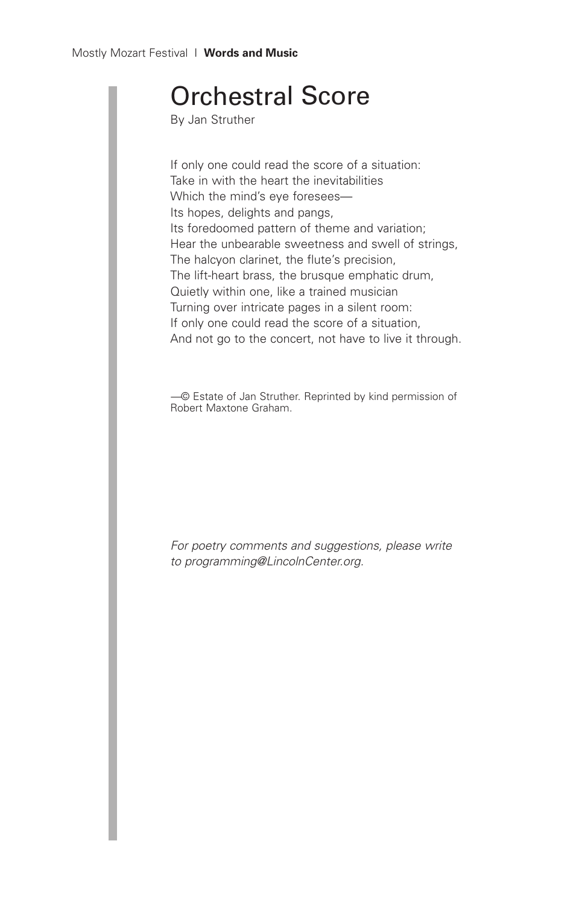# Orchestral Score

By Jan Struther

If only one could read the score of a situation:
Take in with the heart the inevitabilities
Which the mind's eye foresees—
Its hopes, delights and pangs,
Its foredoomed pattern of theme and variation;
Hear the unbearable sweetness and swell of strings,
The halcyon clarinet, the flute's precision,
The lift-heart brass, the brusque emphatic drum,
Quietly within one, like a trained musician
Turning over intricate pages in a silent room:
If only one could read the score of a situation,
And not go to the concert, not have to live it through.

—© Estate of Jan Struther. Reprinted by kind permission of Robert Maxtone Graham.

*For poetry comments and suggestions, please write to programming@LincolnCenter.org.*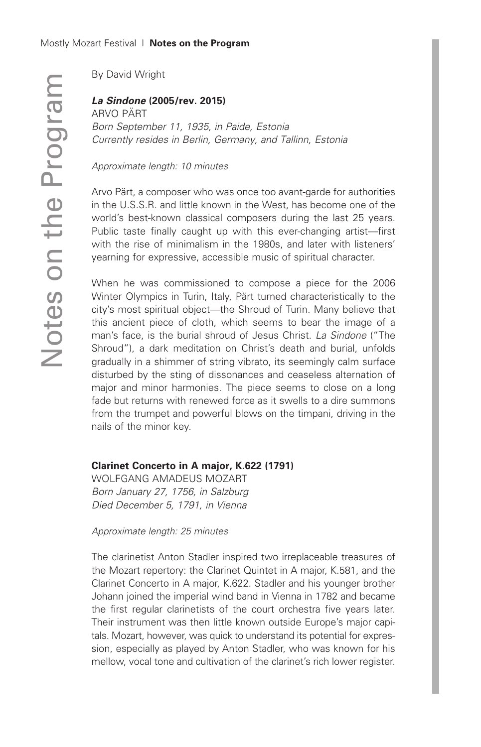By David Wright

### ***La Sindone*** **(2005/rev. 2015)**

ARVO PÄRT
*Born September 11, 1935, in Paide, Estonia*
*Currently resides in Berlin, Germany, and Tallinn, Estonia*

*Approximate length: 10 minutes*

Arvo Pärt, a composer who was once too avant-garde for authorities in the U.S.S.R. and little known in the West, has become one of the world's best-known classical composers during the last 25 years. Public taste finally caught up with this ever-changing artist—first with the rise of minimalism in the 1980s, and later with listeners' yearning for expressive, accessible music of spiritual character.

When he was commissioned to compose a piece for the 2006 Winter Olympics in Turin, Italy, Pärt turned characteristically to the city's most spiritual object—the Shroud of Turin. Many believe that this ancient piece of cloth, which seems to bear the image of a man's face, is the burial shroud of Jesus Christ. *La Sindone* ("The Shroud"), a dark meditation on Christ's death and burial, unfolds gradually in a shimmer of string vibrato, its seemingly calm surface disturbed by the sting of dissonances and ceaseless alternation of major and minor harmonies. The piece seems to close on a long fade but returns with renewed force as it swells to a dire summons from the trumpet and powerful blows on the timpani, driving in the nails of the minor key.

### **Clarinet Concerto in A major, K.622 (1791)**

WOLFGANG AMADEUS MOZART
*Born January 27, 1756, in Salzburg*
*Died December 5, 1791, in Vienna*

*Approximate length: 25 minutes*

The clarinetist Anton Stadler inspired two irreplaceable treasures of the Mozart repertory: the Clarinet Quintet in A major, K.581, and the Clarinet Concerto in A major, K.622. Stadler and his younger brother Johann joined the imperial wind band in Vienna in 1782 and became the first regular clarinetists of the court orchestra five years later. Their instrument was then little known outside Europe's major capitals. Mozart, however, was quick to understand its potential for expression, especially as played by Anton Stadler, who was known for his mellow, vocal tone and cultivation of the clarinet's rich lower register.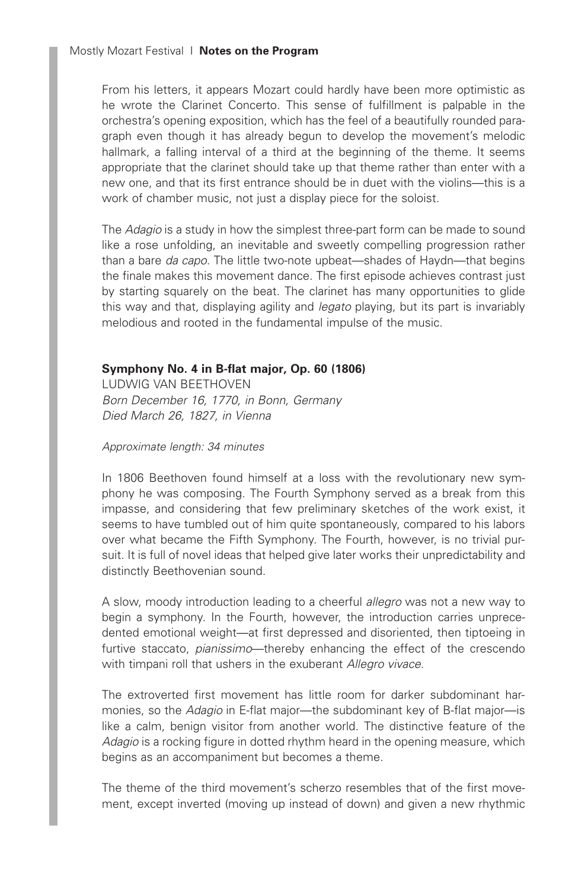From his letters, it appears Mozart could hardly have been more optimistic as he wrote the Clarinet Concerto. This sense of fulfillment is palpable in the orchestra's opening exposition, which has the feel of a beautifully rounded paragraph even though it has already begun to develop the movement's melodic hallmark, a falling interval of a third at the beginning of the theme. It seems appropriate that the clarinet should take up that theme rather than enter with a new one, and that its first entrance should be in duet with the violins—this is a work of chamber music, not just a display piece for the soloist.

The *Adagio* is a study in how the simplest three-part form can be made to sound like a rose unfolding, an inevitable and sweetly compelling progression rather than a bare *da capo.* The little two-note upbeat—shades of Haydn—that begins the finale makes this movement dance. The first episode achieves contrast just by starting squarely on the beat. The clarinet has many opportunities to glide this way and that, displaying agility and *legato* playing, but its part is invariably melodious and rooted in the fundamental impulse of the music.

**Symphony No. 4 in B-flat major, Op. 60 (1806)**
LUDWIG VAN BEETHOVEN
*Born December 16, 1770, in Bonn, Germany*
*Died March 26, 1827, in Vienna*

*Approximate length: 34 minutes*

In 1806 Beethoven found himself at a loss with the revolutionary new symphony he was composing. The Fourth Symphony served as a break from this impasse, and considering that few preliminary sketches of the work exist, it seems to have tumbled out of him quite spontaneously, compared to his labors over what became the Fifth Symphony. The Fourth, however, is no trivial pursuit. It is full of novel ideas that helped give later works their unpredictability and distinctly Beethovenian sound.

A slow, moody introduction leading to a cheerful *allegro* was not a new way to begin a symphony. In the Fourth, however, the introduction carries unprecedented emotional weight—at first depressed and disoriented, then tiptoeing in furtive staccato, *pianissimo*—thereby enhancing the effect of the crescendo with timpani roll that ushers in the exuberant *Allegro vivace*.

The extroverted first movement has little room for darker subdominant harmonies, so the *Adagio* in E-flat major—the subdominant key of B-flat major—is like a calm, benign visitor from another world. The distinctive feature of the *Adagio* is a rocking figure in dotted rhythm heard in the opening measure, which begins as an accompaniment but becomes a theme.

The theme of the third movement's scherzo resembles that of the first movement, except inverted (moving up instead of down) and given a new rhythmic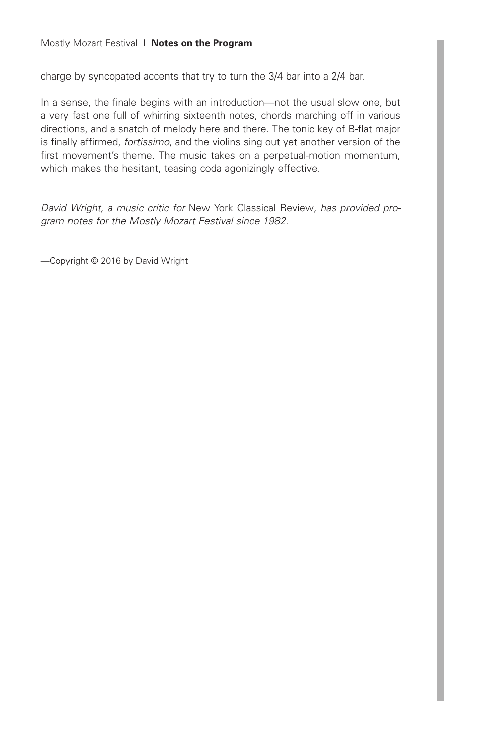charge by syncopated accents that try to turn the 3/4 bar into a 2/4 bar.

In a sense, the finale begins with an introduction—not the usual slow one, but a very fast one full of whirring sixteenth notes, chords marching off in various directions, and a snatch of melody here and there. The tonic key of B-flat major is finally affirmed, *fortissimo*, and the violins sing out yet another version of the first movement's theme. The music takes on a perpetual-motion momentum, which makes the hesitant, teasing coda agonizingly effective.

*David Wright, a music critic for* New York Classical Review*, has provided program notes for the Mostly Mozart Festival since 1982.*

—Copyright © 2016 by David Wright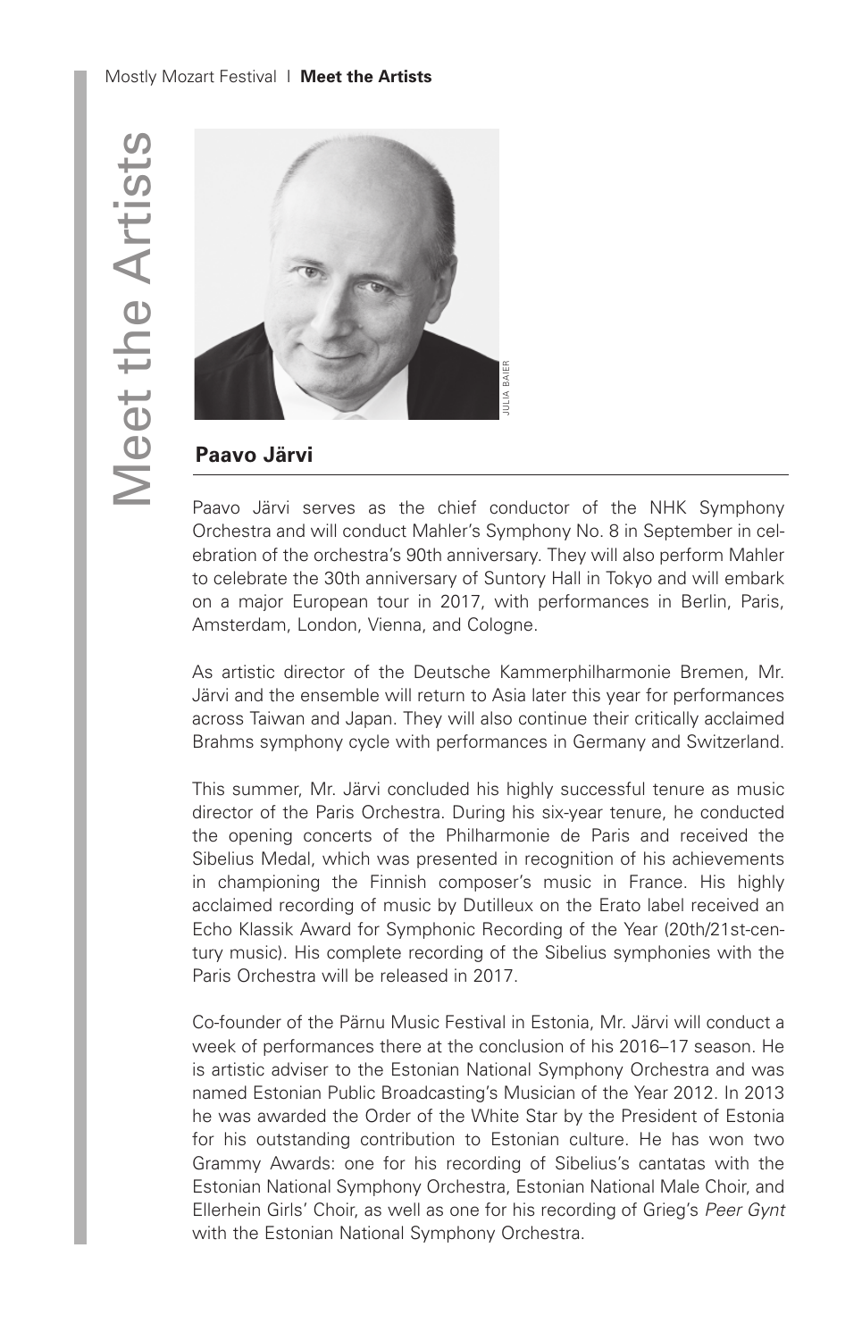# Meet the Artists

## Paavo Järvi

Paavo Järvi serves as the chief conductor of the NHK Symphony Orchestra and will conduct Mahler's Symphony No. 8 in September in celebration of the orchestra's 90th anniversary. They will also perform Mahler to celebrate the 30th anniversary of Suntory Hall in Tokyo and will embark on a major European tour in 2017, with performances in Berlin, Paris, Amsterdam, London, Vienna, and Cologne.

As artistic director of the Deutsche Kammerphilharmonie Bremen, Mr. Järvi and the ensemble will return to Asia later this year for performances across Taiwan and Japan. They will also continue their critically acclaimed Brahms symphony cycle with performances in Germany and Switzerland.

This summer, Mr. Järvi concluded his highly successful tenure as music director of the Paris Orchestra. During his six-year tenure, he conducted the opening concerts of the Philharmonie de Paris and received the Sibelius Medal, which was presented in recognition of his achievements in championing the Finnish composer's music in France. His highly acclaimed recording of music by Dutilleux on the Erato label received an Echo Klassik Award for Symphonic Recording of the Year (20th/21st-century music). His complete recording of the Sibelius symphonies with the Paris Orchestra will be released in 2017.

Co-founder of the Pärnu Music Festival in Estonia, Mr. Järvi will conduct a week of performances there at the conclusion of his 2016–17 season. He is artistic adviser to the Estonian National Symphony Orchestra and was named Estonian Public Broadcasting's Musician of the Year 2012. In 2013 he was awarded the Order of the White Star by the President of Estonia for his outstanding contribution to Estonian culture. He has won two Grammy Awards: one for his recording of Sibelius's cantatas with the Estonian National Symphony Orchestra, Estonian National Male Choir, and Ellerhein Girls' Choir, as well as one for his recording of Grieg's *Peer Gynt* with the Estonian National Symphony Orchestra.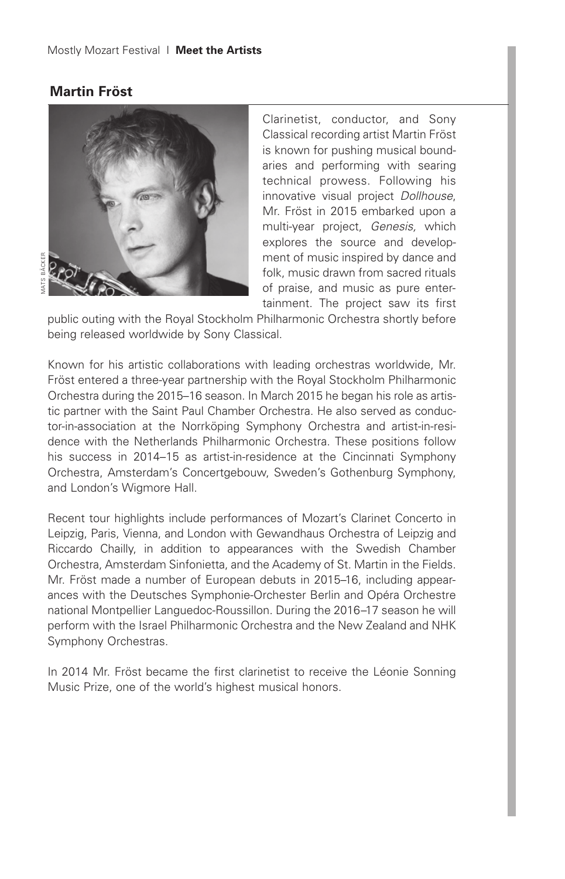## Martin Fröst

MATS BÄCKER

Clarinetist, conductor, and Sony Classical recording artist Martin Fröst is known for pushing musical boundaries and performing with searing technical prowess. Following his innovative visual project *Dollhouse*, Mr. Fröst in 2015 embarked upon a multi-year project, *Genesis,* which explores the source and development of music inspired by dance and folk, music drawn from sacred rituals of praise, and music as pure entertainment. The project saw its first public outing with the Royal Stockholm Philharmonic Orchestra shortly before being released worldwide by Sony Classical.

Known for his artistic collaborations with leading orchestras worldwide, Mr. Fröst entered a three-year partnership with the Royal Stockholm Philharmonic Orchestra during the 2015–16 season. In March 2015 he began his role as artistic partner with the Saint Paul Chamber Orchestra. He also served as conductor-in-association at the Norrköping Symphony Orchestra and artist-in-residence with the Netherlands Philharmonic Orchestra. These positions follow his success in 2014–15 as artist-in-residence at the Cincinnati Symphony Orchestra, Amsterdam's Concertgebouw, Sweden's Gothenburg Symphony, and London's Wigmore Hall.

Recent tour highlights include performances of Mozart's Clarinet Concerto in Leipzig, Paris, Vienna, and London with Gewandhaus Orchestra of Leipzig and Riccardo Chailly, in addition to appearances with the Swedish Chamber Orchestra, Amsterdam Sinfonietta, and the Academy of St. Martin in the Fields. Mr. Fröst made a number of European debuts in 2015–16, including appearances with the Deutsches Symphonie-Orchester Berlin and Opéra Orchestre national Montpellier Languedoc-Roussillon. During the 2016–17 season he will perform with the Israel Philharmonic Orchestra and the New Zealand and NHK Symphony Orchestras.

In 2014 Mr. Fröst became the first clarinetist to receive the Léonie Sonning Music Prize, one of the world's highest musical honors.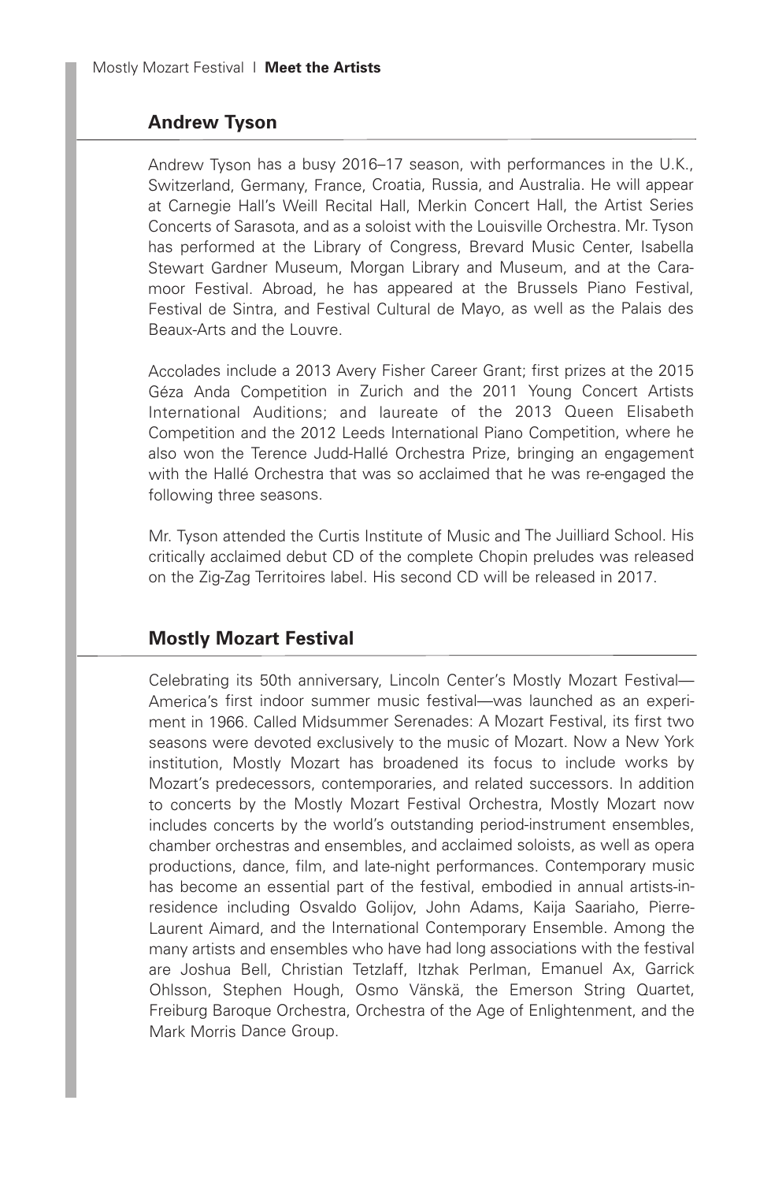## Andrew Tyson

Andrew Tyson has a busy 2016–17 season, with performances in the U.K., Switzerland, Germany, France, Croatia, Russia, and Australia. He will appear at Carnegie Hall's Weill Recital Hall, Merkin Concert Hall, the Artist Series Concerts of Sarasota, and as a soloist with the Louisville Orchestra. Mr. Tyson has performed at the Library of Congress, Brevard Music Center, Isabella Stewart Gardner Museum, Morgan Library and Museum, and at the Caramoor Festival. Abroad, he has appeared at the Brussels Piano Festival, Festival de Sintra, and Festival Cultural de Mayo, as well as the Palais des Beaux-Arts and the Louvre.

Accolades include a 2013 Avery Fisher Career Grant; first prizes at the 2015 Géza Anda Competition in Zurich and the 2011 Young Concert Artists International Auditions; and laureate of the 2013 Queen Elisabeth Competition and the 2012 Leeds International Piano Competition, where he also won the Terence Judd-Hallé Orchestra Prize, bringing an engagement with the Hallé Orchestra that was so acclaimed that he was re-engaged the following three seasons.

Mr. Tyson attended the Curtis Institute of Music and The Juilliard School. His critically acclaimed debut CD of the complete Chopin preludes was released on the Zig-Zag Territoires label. His second CD will be released in 2017.

## Mostly Mozart Festival

Celebrating its 50th anniversary, Lincoln Center's Mostly Mozart Festival—America's first indoor summer music festival—was launched as an experiment in 1966. Called Midsummer Serenades: A Mozart Festival, its first two seasons were devoted exclusively to the music of Mozart. Now a New York institution, Mostly Mozart has broadened its focus to include works by Mozart's predecessors, contemporaries, and related successors. In addition to concerts by the Mostly Mozart Festival Orchestra, Mostly Mozart now includes concerts by the world's outstanding period-instrument ensembles, chamber orchestras and ensembles, and acclaimed soloists, as well as opera productions, dance, film, and late-night performances. Contemporary music has become an essential part of the festival, embodied in annual artists-in-residence including Osvaldo Golijov, John Adams, Kaija Saariaho, Pierre-Laurent Aimard, and the International Contemporary Ensemble. Among the many artists and ensembles who have had long associations with the festival are Joshua Bell, Christian Tetzlaff, Itzhak Perlman, Emanuel Ax, Garrick Ohlsson, Stephen Hough, Osmo Vänskä, the Emerson String Quartet, Freiburg Baroque Orchestra, Orchestra of the Age of Enlightenment, and the Mark Morris Dance Group.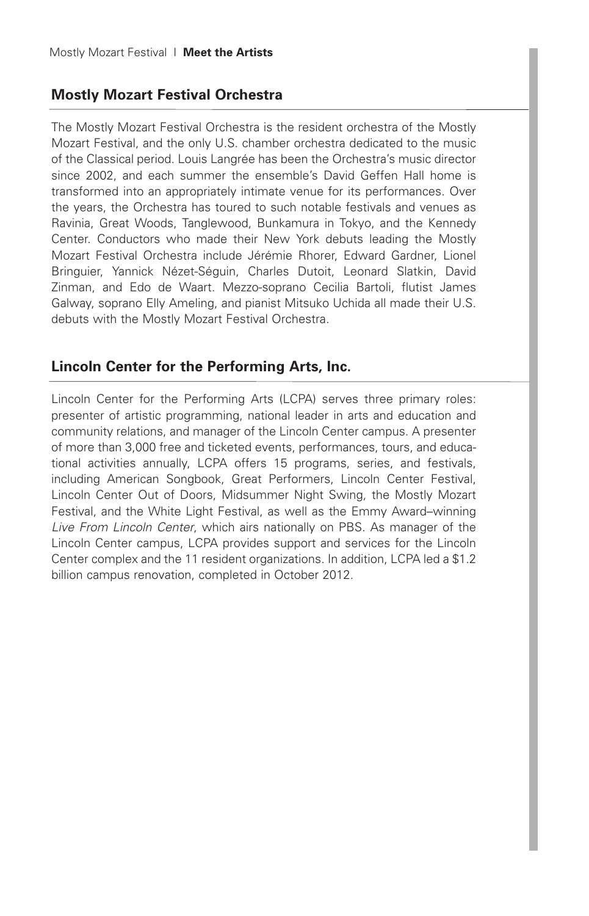## Mostly Mozart Festival Orchestra

The Mostly Mozart Festival Orchestra is the resident orchestra of the Mostly Mozart Festival, and the only U.S. chamber orchestra dedicated to the music of the Classical period. Louis Langrée has been the Orchestra's music director since 2002, and each summer the ensemble's David Geffen Hall home is transformed into an appropriately intimate venue for its performances. Over the years, the Orchestra has toured to such notable festivals and venues as Ravinia, Great Woods, Tanglewood, Bunkamura in Tokyo, and the Kennedy Center. Conductors who made their New York debuts leading the Mostly Mozart Festival Orchestra include Jérémie Rhorer, Edward Gardner, Lionel Bringuier, Yannick Nézet-Séguin, Charles Dutoit, Leonard Slatkin, David Zinman, and Edo de Waart. Mezzo-soprano Cecilia Bartoli, flutist James Galway, soprano Elly Ameling, and pianist Mitsuko Uchida all made their U.S. debuts with the Mostly Mozart Festival Orchestra.

## Lincoln Center for the Performing Arts, Inc.

Lincoln Center for the Performing Arts (LCPA) serves three primary roles: presenter of artistic programming, national leader in arts and education and community relations, and manager of the Lincoln Center campus. A presenter of more than 3,000 free and ticketed events, performances, tours, and educational activities annually, LCPA offers 15 programs, series, and festivals, including American Songbook, Great Performers, Lincoln Center Festival, Lincoln Center Out of Doors, Midsummer Night Swing, the Mostly Mozart Festival, and the White Light Festival, as well as the Emmy Award–winning *Live From Lincoln Center*, which airs nationally on PBS. As manager of the Lincoln Center campus, LCPA provides support and services for the Lincoln Center complex and the 11 resident organizations. In addition, LCPA led a $1.2 billion campus renovation, completed in October 2012.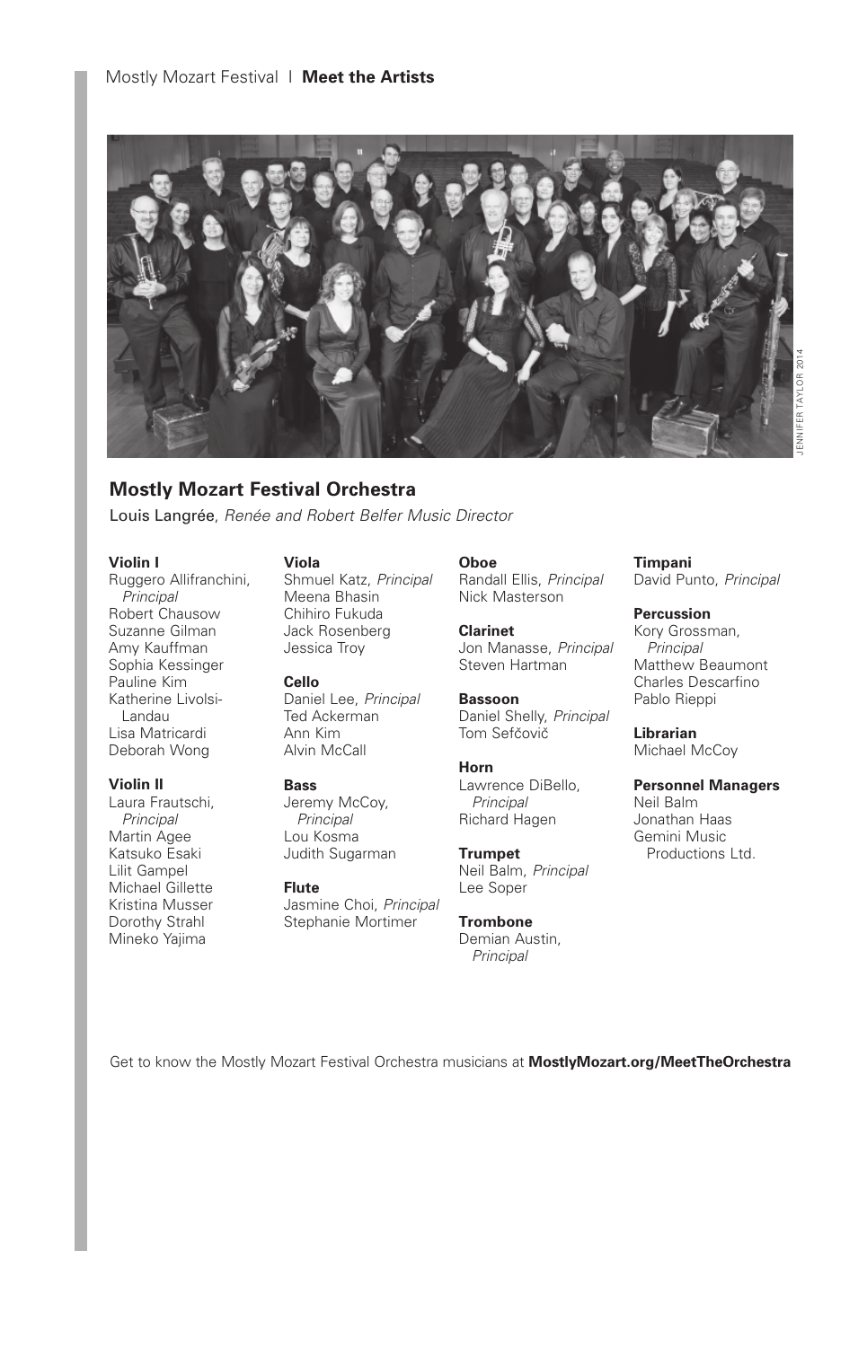## Mostly Mozart Festival Orchestra

Louis Langrée, *Renée and Robert Belfer Music Director*

**Violin I**
Ruggero Allifranchini, *Principal*
Robert Chausow
Suzanne Gilman
Amy Kauffman
Sophia Kessinger
Pauline Kim
Katherine Livolsi-Landau
Lisa Matricardi
Deborah Wong

**Violin II**
Laura Frautschi, *Principal*
Martin Agee
Katsuko Esaki
Lilit Gampel
Michael Gillette
Kristina Musser
Dorothy Strahl
Mineko Yajima

**Viola**
Shmuel Katz, *Principal*
Meena Bhasin
Chihiro Fukuda
Jack Rosenberg
Jessica Troy

**Cello**
Daniel Lee, *Principal*
Ted Ackerman
Ann Kim
Alvin McCall

**Bass**
Jeremy McCoy, *Principal*
Lou Kosma
Judith Sugarman

**Flute**
Jasmine Choi, *Principal*
Stephanie Mortimer

**Oboe**
Randall Ellis, *Principal*
Nick Masterson

**Clarinet**
Jon Manasse, *Principal*
Steven Hartman

**Bassoon**
Daniel Shelly, *Principal*
Tom Sefčovič

**Horn**
Lawrence DiBello, *Principal*
Richard Hagen

**Trumpet**
Neil Balm, *Principal*
Lee Soper

**Trombone**
Demian Austin, *Principal*

**Timpani**
David Punto, *Principal*

**Percussion**
Kory Grossman, *Principal*
Matthew Beaumont
Charles Descarfino
Pablo Rieppi

**Librarian**
Michael McCoy

**Personnel Managers**
Neil Balm
Jonathan Haas
Gemini Music Productions Ltd.

Get to know the Mostly Mozart Festival Orchestra musicians at **MostlyMozart.org/MeetTheOrchestra**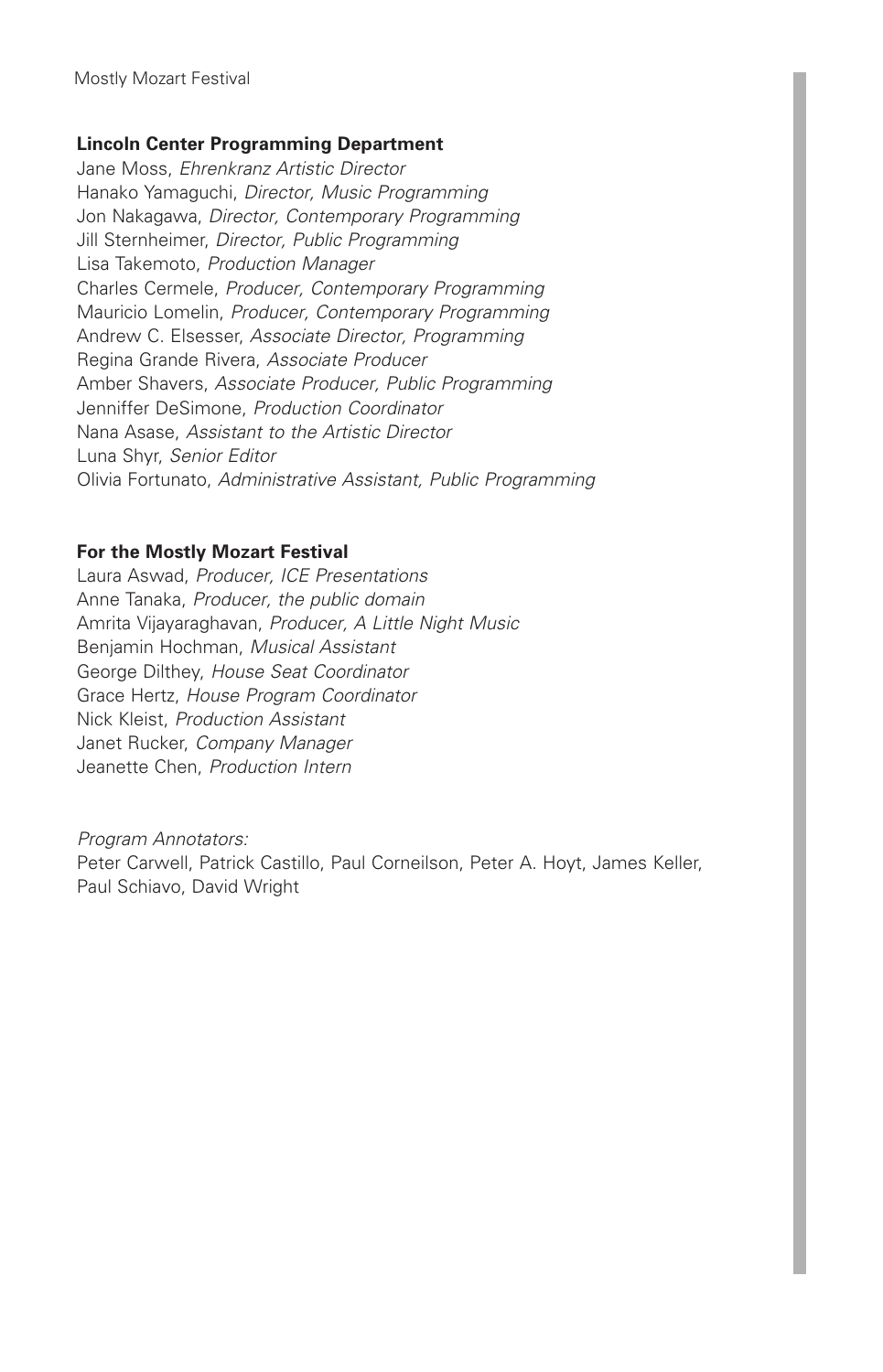**Lincoln Center Programming Department**

Jane Moss, *Ehrenkranz Artistic Director*
Hanako Yamaguchi, *Director, Music Programming*
Jon Nakagawa, *Director, Contemporary Programming*
Jill Sternheimer, *Director, Public Programming*
Lisa Takemoto, *Production Manager*
Charles Cermele, *Producer, Contemporary Programming*
Mauricio Lomelin, *Producer, Contemporary Programming*
Andrew C. Elsesser, *Associate Director, Programming*
Regina Grande Rivera, *Associate Producer*
Amber Shavers, *Associate Producer, Public Programming*
Jenniffer DeSimone, *Production Coordinator*
Nana Asase, *Assistant to the Artistic Director*
Luna Shyr, *Senior Editor*
Olivia Fortunato, *Administrative Assistant, Public Programming*

**For the Mostly Mozart Festival**

Laura Aswad, *Producer, ICE Presentations*
Anne Tanaka, *Producer, the public domain*
Amrita Vijayaraghavan, *Producer, A Little Night Music*
Benjamin Hochman, *Musical Assistant*
George Dilthey, *House Seat Coordinator*
Grace Hertz, *House Program Coordinator*
Nick Kleist, *Production Assistant*
Janet Rucker, *Company Manager*
Jeanette Chen, *Production Intern*

*Program Annotators:*
Peter Carwell, Patrick Castillo, Paul Corneilson, Peter A. Hoyt, James Keller, Paul Schiavo, David Wright